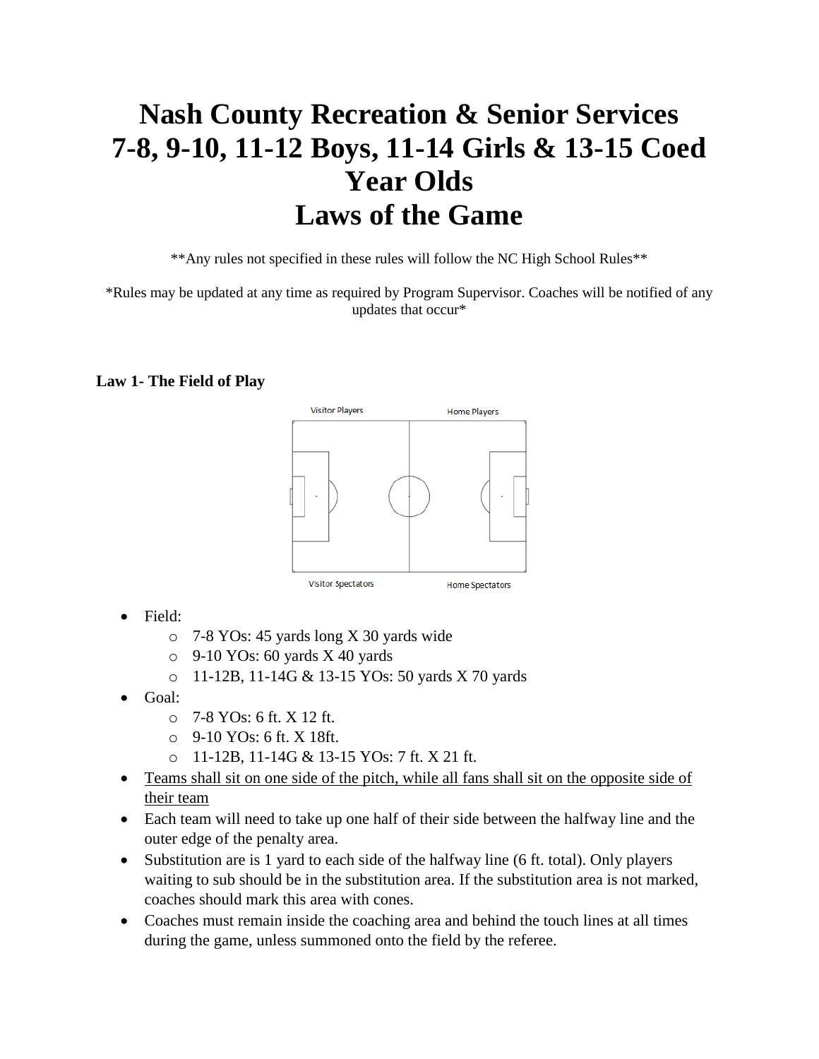# Nash County Recreation & Senior Services
# 7-8, 9-10, 11-12 Boys, 11-14 Girls & 13-15 Coed Year Olds
# Laws of the Game

**Any rules not specified in these rules will follow the NC High School Rules**

*Rules may be updated at any time as required by Program Supervisor. Coaches will be notified of any updates that occur*

### Law 1- The Field of Play

Visitor Players Home Players

Visitor Spectators Home Spectators

- Field:
  - 7-8 YOs: 45 yards long X 30 yards wide
  - 9-10 YOs: 60 yards X 40 yards
  - 11-12B, 11-14G & 13-15 YOs: 50 yards X 70 yards
- Goal:
  - 7-8 YOs: 6 ft. X 12 ft.
  - 9-10 YOs: 6 ft. X 18ft.
  - 11-12B, 11-14G & 13-15 YOs: 7 ft. X 21 ft.
- <u>Teams shall sit on one side of the pitch, while all fans shall sit on the opposite side of their team</u>
- Each team will need to take up one half of their side between the halfway line and the outer edge of the penalty area.
- Substitution are is 1 yard to each side of the halfway line (6 ft. total). Only players waiting to sub should be in the substitution area. If the substitution area is not marked, coaches should mark this area with cones.
- Coaches must remain inside the coaching area and behind the touch lines at all times during the game, unless summoned onto the field by the referee.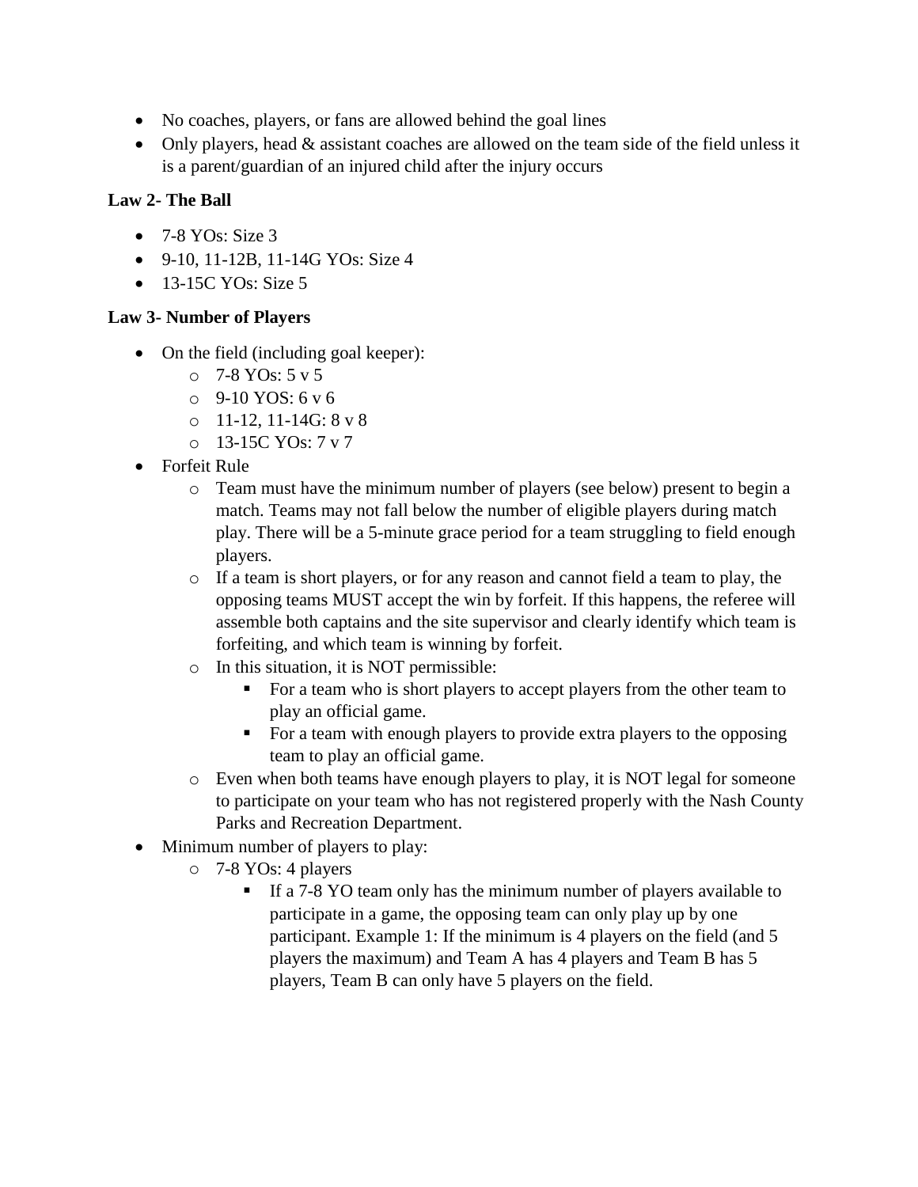- No coaches, players, or fans are allowed behind the goal lines
- Only players, head & assistant coaches are allowed on the team side of the field unless it is a parent/guardian of an injured child after the injury occurs

**Law 2- The Ball**

- 7-8 YOs: Size 3
- 9-10, 11-12B, 11-14G YOs: Size 4
- 13-15C YOs: Size 5

**Law 3- Number of Players**

- On the field (including goal keeper):
  - 7-8 YOs: 5 v 5
  - 9-10 YOS: 6 v 6
  - 11-12, 11-14G: 8 v 8
  - 13-15C YOs: 7 v 7
- Forfeit Rule
  - Team must have the minimum number of players (see below) present to begin a match. Teams may not fall below the number of eligible players during match play. There will be a 5-minute grace period for a team struggling to field enough players.
  - If a team is short players, or for any reason and cannot field a team to play, the opposing teams MUST accept the win by forfeit. If this happens, the referee will assemble both captains and the site supervisor and clearly identify which team is forfeiting, and which team is winning by forfeit.
  - In this situation, it is NOT permissible:
    - For a team who is short players to accept players from the other team to play an official game.
    - For a team with enough players to provide extra players to the opposing team to play an official game.
  - Even when both teams have enough players to play, it is NOT legal for someone to participate on your team who has not registered properly with the Nash County Parks and Recreation Department.
- Minimum number of players to play:
  - 7-8 YOs: 4 players
    - If a 7-8 YO team only has the minimum number of players available to participate in a game, the opposing team can only play up by one participant. Example 1: If the minimum is 4 players on the field (and 5 players the maximum) and Team A has 4 players and Team B has 5 players, Team B can only have 5 players on the field.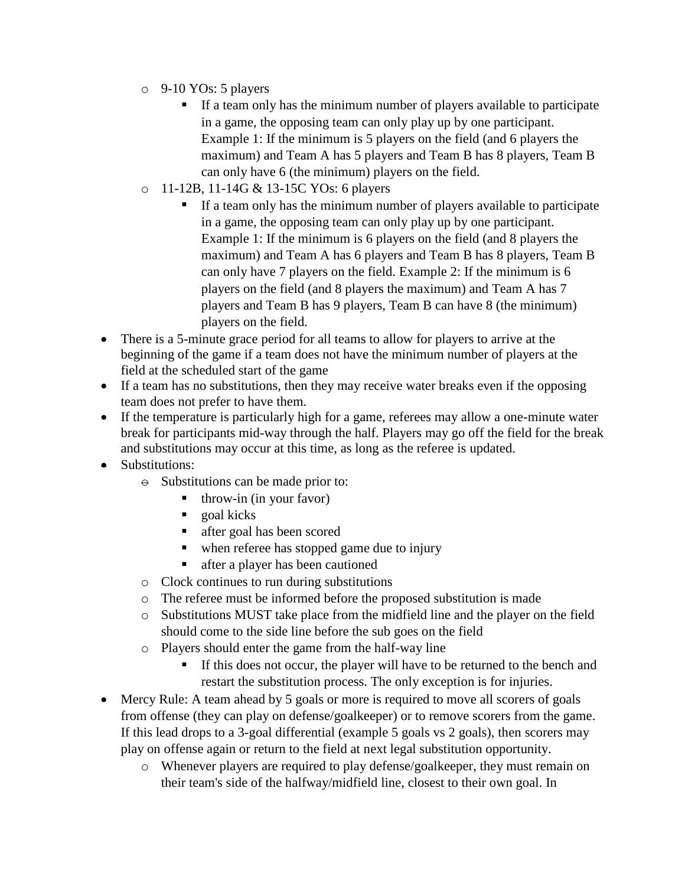- 9-10 YOs: 5 players
  - If a team only has the minimum number of players available to participate in a game, the opposing team can only play up by one participant. Example 1: If the minimum is 5 players on the field (and 6 players the maximum) and Team A has 5 players and Team B has 8 players, Team B can only have 6 (the minimum) players on the field.
- 11-12B, 11-14G & 13-15C YOs: 6 players
  - If a team only has the minimum number of players available to participate in a game, the opposing team can only play up by one participant. Example 1: If the minimum is 6 players on the field (and 8 players the maximum) and Team A has 6 players and Team B has 8 players, Team B can only have 7 players on the field. Example 2: If the minimum is 6 players on the field (and 8 players the maximum) and Team A has 7 players and Team B has 9 players, Team B can have 8 (the minimum) players on the field.

- There is a 5-minute grace period for all teams to allow for players to arrive at the beginning of the game if a team does not have the minimum number of players at the field at the scheduled start of the game
- If a team has no substitutions, then they may receive water breaks even if the opposing team does not prefer to have them.
- If the temperature is particularly high for a game, referees may allow a one-minute water break for participants mid-way through the half. Players may go off the field for the break and substitutions may occur at this time, as long as the referee is updated.
- Substitutions:
  - Substitutions can be made prior to:
    - throw-in (in your favor)
    - goal kicks
    - after goal has been scored
    - when referee has stopped game due to injury
    - after a player has been cautioned
  - Clock continues to run during substitutions
  - The referee must be informed before the proposed substitution is made
  - Substitutions MUST take place from the midfield line and the player on the field should come to the side line before the sub goes on the field
  - Players should enter the game from the half-way line
    - If this does not occur, the player will have to be returned to the bench and restart the substitution process. The only exception is for injuries.
- Mercy Rule: A team ahead by 5 goals or more is required to move all scorers of goals from offense (they can play on defense/goalkeeper) or to remove scorers from the game. If this lead drops to a 3-goal differential (example 5 goals vs 2 goals), then scorers may play on offense again or return to the field at next legal substitution opportunity.
  - Whenever players are required to play defense/goalkeeper, they must remain on their team's side of the halfway/midfield line, closest to their own goal. In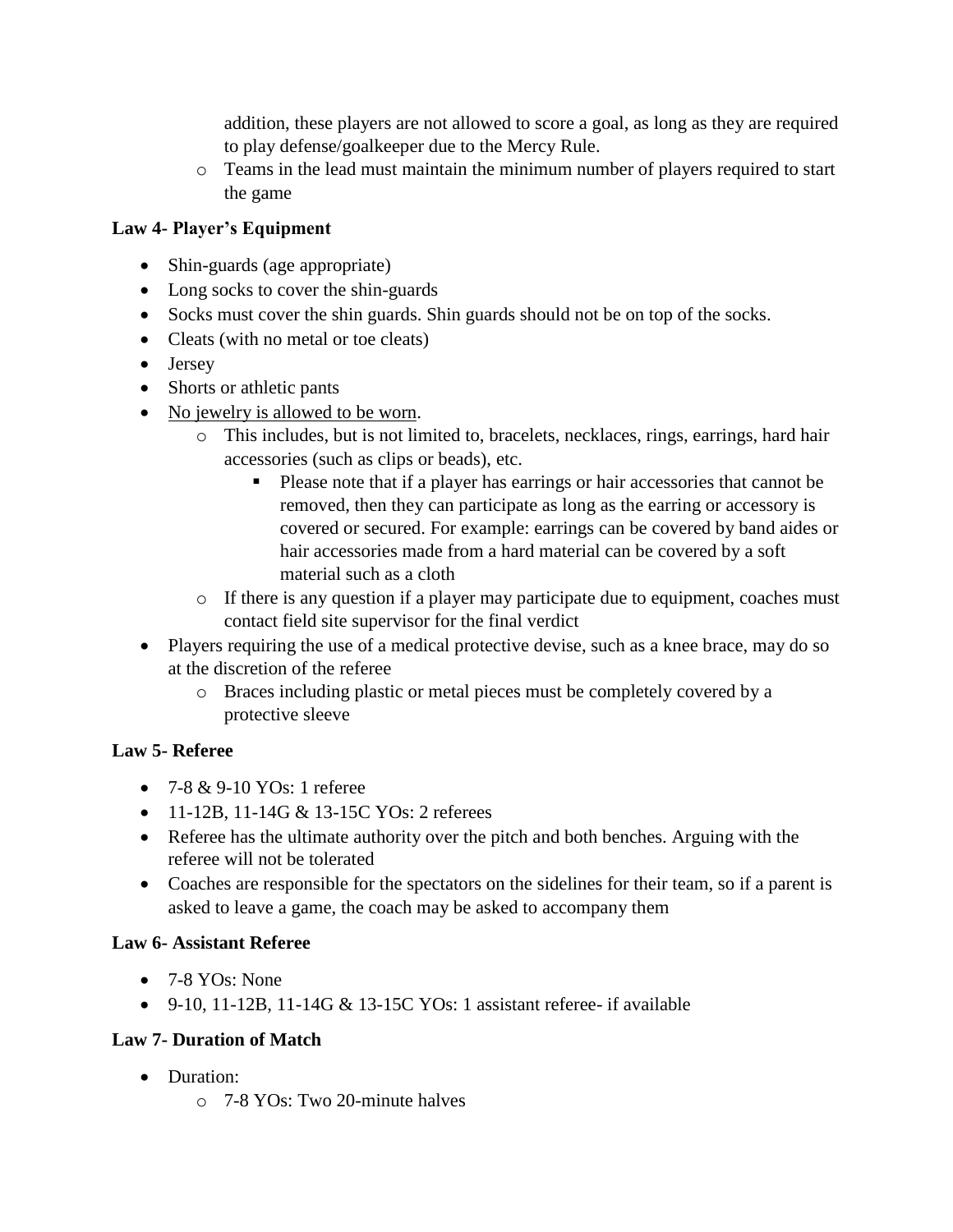addition, these players are not allowed to score a goal, as long as they are required to play defense/goalkeeper due to the Mercy Rule.

- Teams in the lead must maintain the minimum number of players required to start the game

**Law 4- Player's Equipment**

- Shin-guards (age appropriate)
- Long socks to cover the shin-guards
- Socks must cover the shin guards. Shin guards should not be on top of the socks.
- Cleats (with no metal or toe cleats)
- Jersey
- Shorts or athletic pants
- <u>No jewelry is allowed to be worn</u>.
    - This includes, but is not limited to, bracelets, necklaces, rings, earrings, hard hair accessories (such as clips or beads), etc.
        - Please note that if a player has earrings or hair accessories that cannot be removed, then they can participate as long as the earring or accessory is covered or secured. For example: earrings can be covered by band aides or hair accessories made from a hard material can be covered by a soft material such as a cloth
    - If there is any question if a player may participate due to equipment, coaches must contact field site supervisor for the final verdict
- Players requiring the use of a medical protective devise, such as a knee brace, may do so at the discretion of the referee
    - Braces including plastic or metal pieces must be completely covered by a protective sleeve

**Law 5- Referee**

- 7-8 & 9-10 YOs: 1 referee
- 11-12B, 11-14G & 13-15C YOs: 2 referees
- Referee has the ultimate authority over the pitch and both benches. Arguing with the referee will not be tolerated
- Coaches are responsible for the spectators on the sidelines for their team, so if a parent is asked to leave a game, the coach may be asked to accompany them

**Law 6- Assistant Referee**

- 7-8 YOs: None
- 9-10, 11-12B, 11-14G & 13-15C YOs: 1 assistant referee- if available

**Law 7- Duration of Match**

- Duration:
    - 7-8 YOs: Two 20-minute halves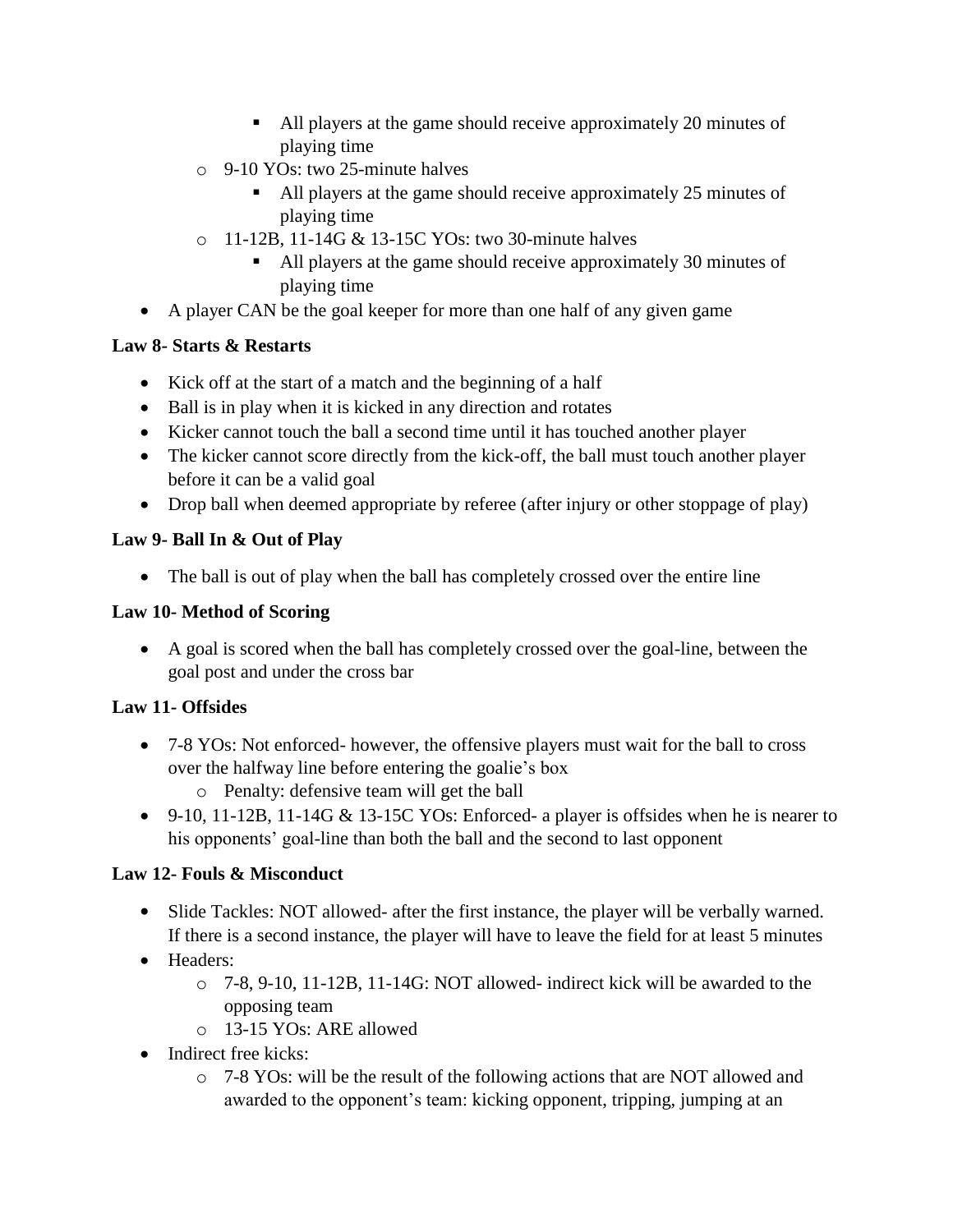- All players at the game should receive approximately 20 minutes of playing time
  - 9-10 YOs: two 25-minute halves
    - All players at the game should receive approximately 25 minutes of playing time
  - 11-12B, 11-14G & 13-15C YOs: two 30-minute halves
    - All players at the game should receive approximately 30 minutes of playing time
- A player CAN be the goal keeper for more than one half of any given game

**Law 8- Starts & Restarts**

- Kick off at the start of a match and the beginning of a half
- Ball is in play when it is kicked in any direction and rotates
- Kicker cannot touch the ball a second time until it has touched another player
- The kicker cannot score directly from the kick-off, the ball must touch another player before it can be a valid goal
- Drop ball when deemed appropriate by referee (after injury or other stoppage of play)

**Law 9- Ball In & Out of Play**

- The ball is out of play when the ball has completely crossed over the entire line

**Law 10- Method of Scoring**

- A goal is scored when the ball has completely crossed over the goal-line, between the goal post and under the cross bar

**Law 11- Offsides**

- 7-8 YOs: Not enforced- however, the offensive players must wait for the ball to cross over the halfway line before entering the goalie's box
  - Penalty: defensive team will get the ball
- 9-10, 11-12B, 11-14G & 13-15C YOs: Enforced- a player is offsides when he is nearer to his opponents' goal-line than both the ball and the second to last opponent

**Law 12- Fouls & Misconduct**

- Slide Tackles: NOT allowed- after the first instance, the player will be verbally warned. If there is a second instance, the player will have to leave the field for at least 5 minutes
- Headers:
  - 7-8, 9-10, 11-12B, 11-14G: NOT allowed- indirect kick will be awarded to the opposing team
  - 13-15 YOs: ARE allowed
- Indirect free kicks:
  - 7-8 YOs: will be the result of the following actions that are NOT allowed and awarded to the opponent's team: kicking opponent, tripping, jumping at an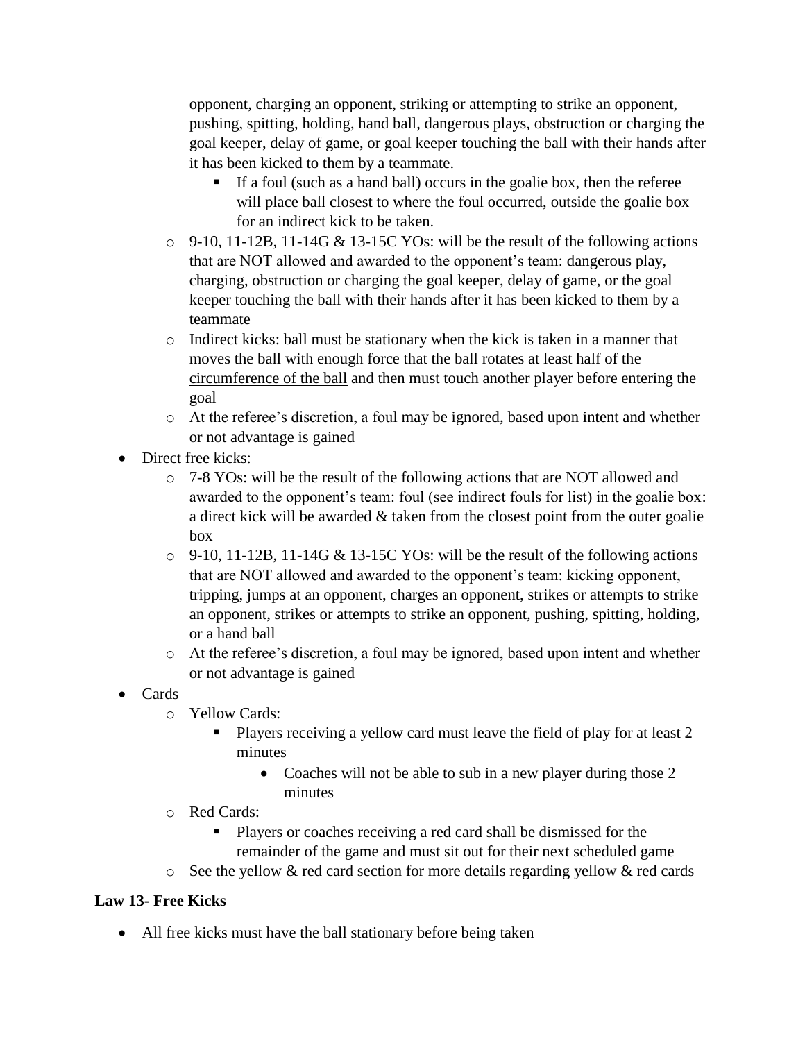opponent, charging an opponent, striking or attempting to strike an opponent, pushing, spitting, holding, hand ball, dangerous plays, obstruction or charging the goal keeper, delay of game, or goal keeper touching the ball with their hands after it has been kicked to them by a teammate.
    - If a foul (such as a hand ball) occurs in the goalie box, then the referee will place ball closest to where the foul occurred, outside the goalie box for an indirect kick to be taken.
  - 9-10, 11-12B, 11-14G & 13-15C YOs: will be the result of the following actions that are NOT allowed and awarded to the opponent's team: dangerous play, charging, obstruction or charging the goal keeper, delay of game, or the goal keeper touching the ball with their hands after it has been kicked to them by a teammate
  - Indirect kicks: ball must be stationary when the kick is taken in a manner that <u>moves the ball with enough force that the ball rotates at least half of the circumference of the ball</u> and then must touch another player before entering the goal
  - At the referee's discretion, a foul may be ignored, based upon intent and whether or not advantage is gained
- Direct free kicks:
  - 7-8 YOs: will be the result of the following actions that are NOT allowed and awarded to the opponent's team: foul (see indirect fouls for list) in the goalie box: a direct kick will be awarded & taken from the closest point from the outer goalie box
  - 9-10, 11-12B, 11-14G & 13-15C YOs: will be the result of the following actions that are NOT allowed and awarded to the opponent's team: kicking opponent, tripping, jumps at an opponent, charges an opponent, strikes or attempts to strike an opponent, strikes or attempts to strike an opponent, pushing, spitting, holding, or a hand ball
  - At the referee's discretion, a foul may be ignored, based upon intent and whether or not advantage is gained
- Cards
  - Yellow Cards:
    - Players receiving a yellow card must leave the field of play for at least 2 minutes
      - Coaches will not be able to sub in a new player during those 2 minutes
  - Red Cards:
    - Players or coaches receiving a red card shall be dismissed for the remainder of the game and must sit out for their next scheduled game
  - See the yellow & red card section for more details regarding yellow & red cards

**Law 13- Free Kicks**

- All free kicks must have the ball stationary before being taken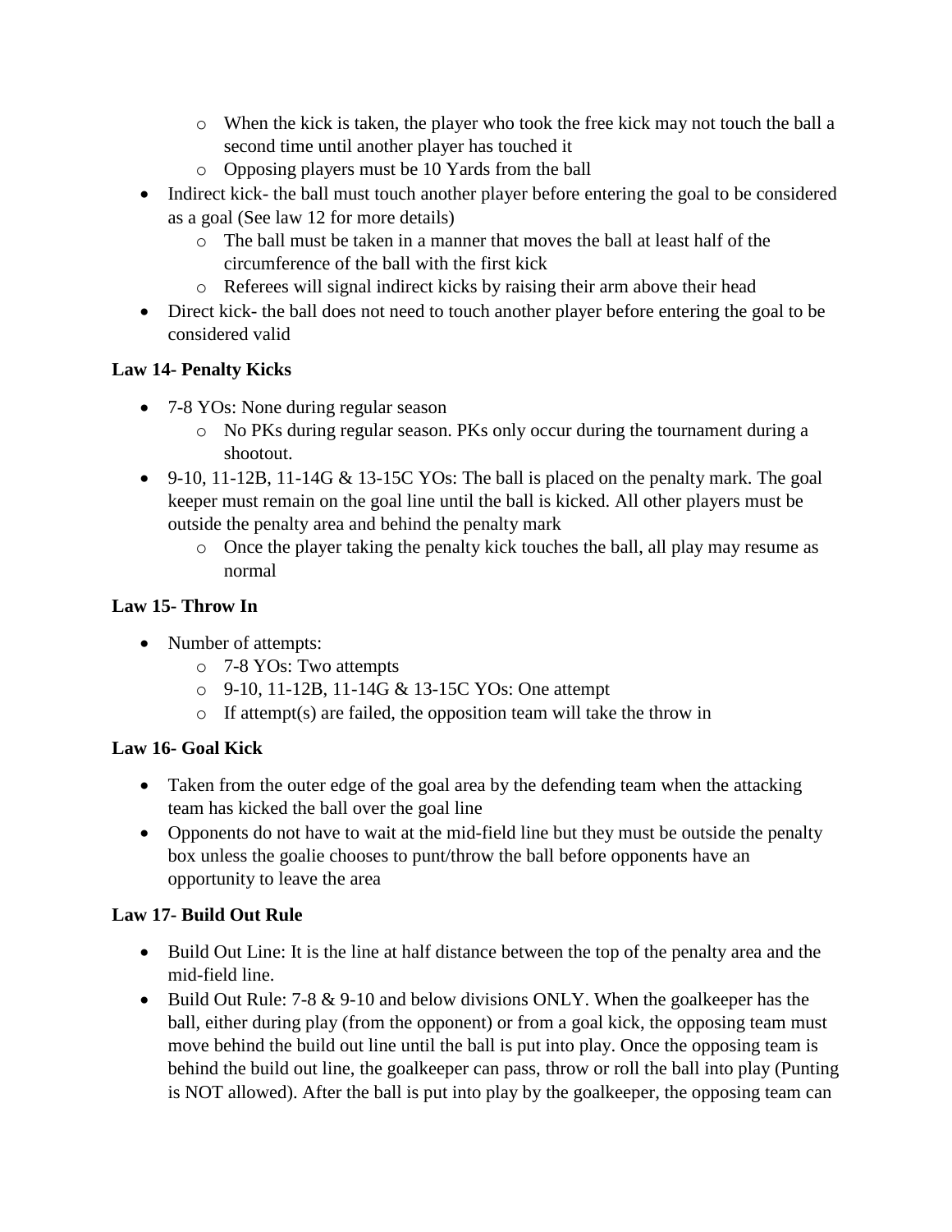- When the kick is taken, the player who took the free kick may not touch the ball a second time until another player has touched it
  - Opposing players must be 10 Yards from the ball
- Indirect kick- the ball must touch another player before entering the goal to be considered as a goal (See law 12 for more details)
  - The ball must be taken in a manner that moves the ball at least half of the circumference of the ball with the first kick
  - Referees will signal indirect kicks by raising their arm above their head
- Direct kick- the ball does not need to touch another player before entering the goal to be considered valid

**Law 14- Penalty Kicks**

- 7-8 YOs: None during regular season
  - No PKs during regular season. PKs only occur during the tournament during a shootout.
- 9-10, 11-12B, 11-14G & 13-15C YOs: The ball is placed on the penalty mark. The goal keeper must remain on the goal line until the ball is kicked. All other players must be outside the penalty area and behind the penalty mark
  - Once the player taking the penalty kick touches the ball, all play may resume as normal

**Law 15- Throw In**

- Number of attempts:
  - 7-8 YOs: Two attempts
  - 9-10, 11-12B, 11-14G & 13-15C YOs: One attempt
  - If attempt(s) are failed, the opposition team will take the throw in

**Law 16- Goal Kick**

- Taken from the outer edge of the goal area by the defending team when the attacking team has kicked the ball over the goal line
- Opponents do not have to wait at the mid-field line but they must be outside the penalty box unless the goalie chooses to punt/throw the ball before opponents have an opportunity to leave the area

**Law 17- Build Out Rule**

- Build Out Line: It is the line at half distance between the top of the penalty area and the mid-field line.
- Build Out Rule: 7-8 & 9-10 and below divisions ONLY. When the goalkeeper has the ball, either during play (from the opponent) or from a goal kick, the opposing team must move behind the build out line until the ball is put into play. Once the opposing team is behind the build out line, the goalkeeper can pass, throw or roll the ball into play (Punting is NOT allowed). After the ball is put into play by the goalkeeper, the opposing team can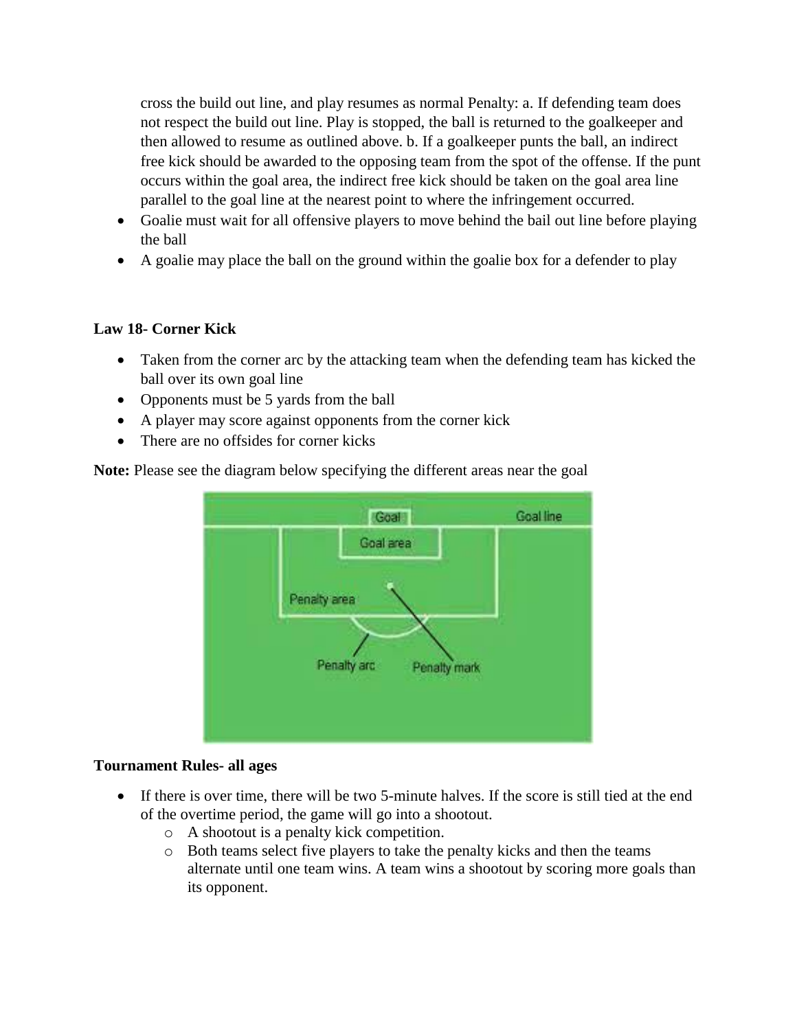cross the build out line, and play resumes as normal Penalty: a. If defending team does not respect the build out line. Play is stopped, the ball is returned to the goalkeeper and then allowed to resume as outlined above. b. If a goalkeeper punts the ball, an indirect free kick should be awarded to the opposing team from the spot of the offense. If the punt occurs within the goal area, the indirect free kick should be taken on the goal area line parallel to the goal line at the nearest point to where the infringement occurred.

- Goalie must wait for all offensive players to move behind the bail out line before playing the ball
- A goalie may place the ball on the ground within the goalie box for a defender to play

**Law 18- Corner Kick**

- Taken from the corner arc by the attacking team when the defending team has kicked the ball over its own goal line
- Opponents must be 5 yards from the ball
- A player may score against opponents from the corner kick
- There are no offsides for corner kicks

**Note:** Please see the diagram below specifying the different areas near the goal

**Tournament Rules- all ages**

- If there is over time, there will be two 5-minute halves. If the score is still tied at the end of the overtime period, the game will go into a shootout.
  - A shootout is a penalty kick competition.
  - Both teams select five players to take the penalty kicks and then the teams alternate until one team wins. A team wins a shootout by scoring more goals than its opponent.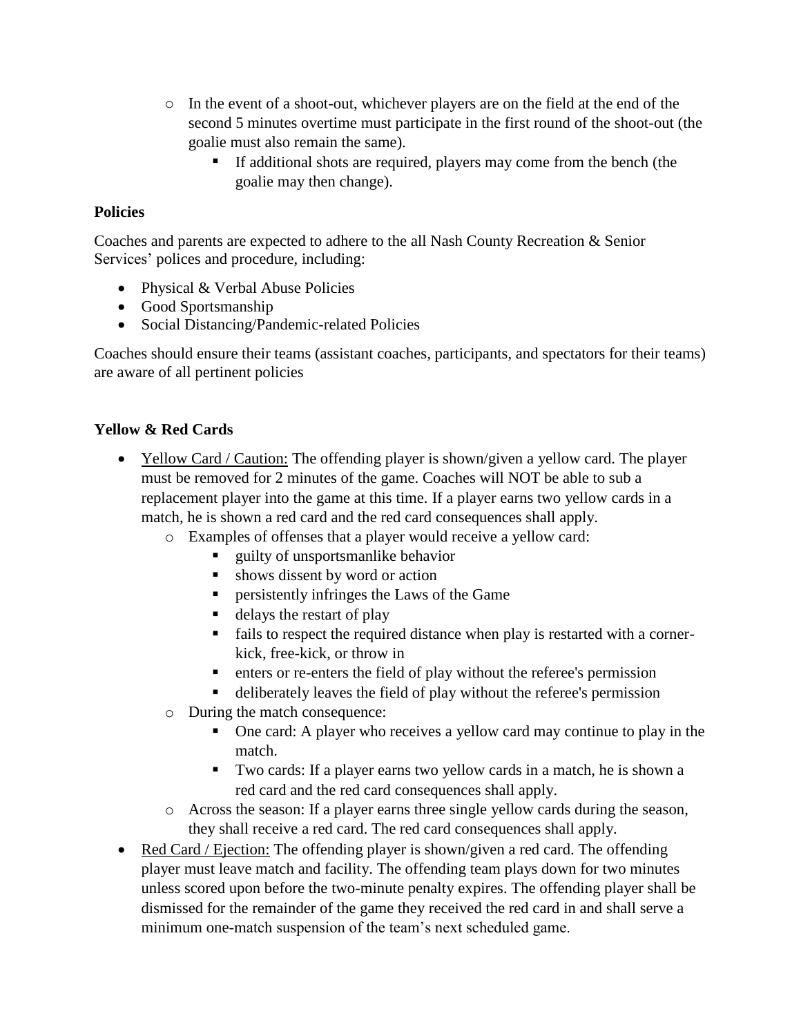- In the event of a shoot-out, whichever players are on the field at the end of the second 5 minutes overtime must participate in the first round of the shoot-out (the goalie must also remain the same).
    - If additional shots are required, players may come from the bench (the goalie may then change).

**Policies**

Coaches and parents are expected to adhere to the all Nash County Recreation & Senior Services' polices and procedure, including:

- Physical & Verbal Abuse Policies
- Good Sportsmanship
- Social Distancing/Pandemic-related Policies

Coaches should ensure their teams (assistant coaches, participants, and spectators for their teams) are aware of all pertinent policies

**Yellow & Red Cards**

- Yellow Card / Caution: The offending player is shown/given a yellow card. The player must be removed for 2 minutes of the game. Coaches will NOT be able to sub a replacement player into the game at this time. If a player earns two yellow cards in a match, he is shown a red card and the red card consequences shall apply.
    - Examples of offenses that a player would receive a yellow card:
        - guilty of unsportsmanlike behavior
        - shows dissent by word or action
        - persistently infringes the Laws of the Game
        - delays the restart of play
        - fails to respect the required distance when play is restarted with a corner-kick, free-kick, or throw in
        - enters or re-enters the field of play without the referee's permission
        - deliberately leaves the field of play without the referee's permission
    - During the match consequence:
        - One card: A player who receives a yellow card may continue to play in the match.
        - Two cards: If a player earns two yellow cards in a match, he is shown a red card and the red card consequences shall apply.
    - Across the season: If a player earns three single yellow cards during the season, they shall receive a red card. The red card consequences shall apply.
- Red Card / Ejection: The offending player is shown/given a red card. The offending player must leave match and facility. The offending team plays down for two minutes unless scored upon before the two-minute penalty expires. The offending player shall be dismissed for the remainder of the game they received the red card in and shall serve a minimum one-match suspension of the team's next scheduled game.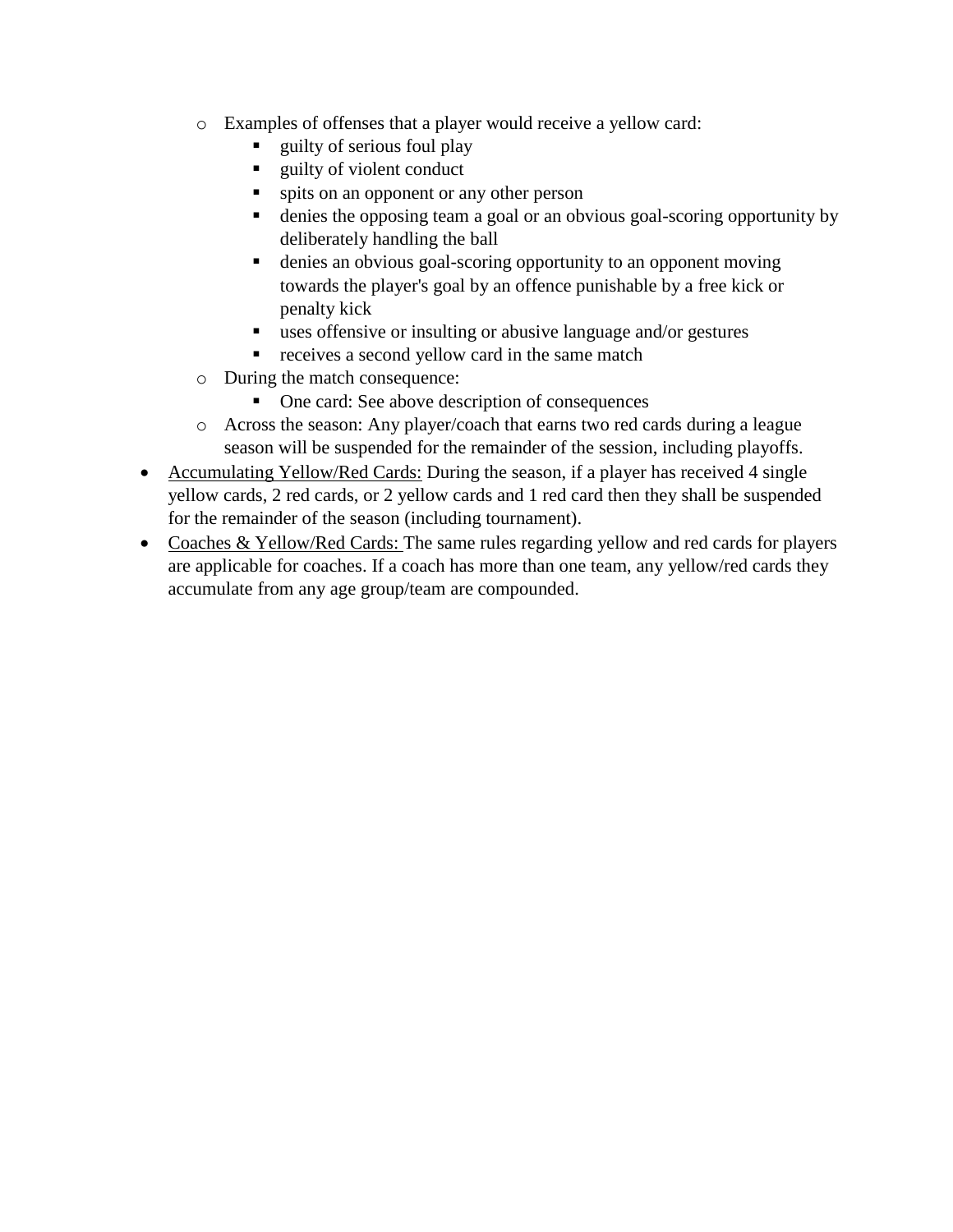- Examples of offenses that a player would receive a yellow card:
        - guilty of serious foul play
        - guilty of violent conduct
        - spits on an opponent or any other person
        - denies the opposing team a goal or an obvious goal-scoring opportunity by deliberately handling the ball
        - denies an obvious goal-scoring opportunity to an opponent moving towards the player's goal by an offence punishable by a free kick or penalty kick
        - uses offensive or insulting or abusive language and/or gestures
        - receives a second yellow card in the same match
    - During the match consequence:
        - One card: See above description of consequences
    - Across the season: Any player/coach that earns two red cards during a league season will be suspended for the remainder of the session, including playoffs.
- <u>Accumulating Yellow/Red Cards:</u> During the season, if a player has received 4 single yellow cards, 2 red cards, or 2 yellow cards and 1 red card then they shall be suspended for the remainder of the season (including tournament).
- <u>Coaches & Yellow/Red Cards:</u> The same rules regarding yellow and red cards for players are applicable for coaches. If a coach has more than one team, any yellow/red cards they accumulate from any age group/team are compounded.